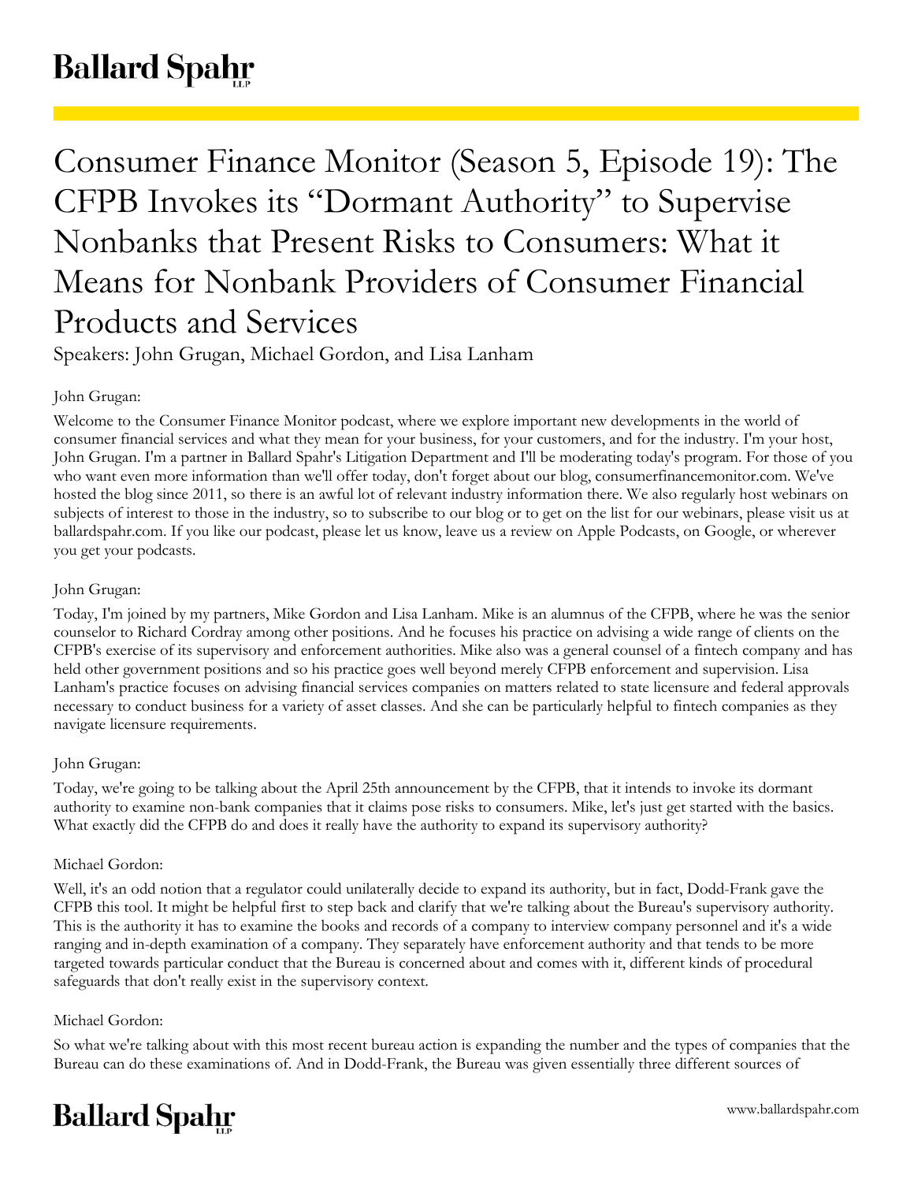# Consumer Finance Monitor (Season 5, Episode 19): The CFPB Invokes its "Dormant Authority" to Supervise Nonbanks that Present Risks to Consumers: What it Means for Nonbank Providers of Consumer Financial Products and Services

Speakers: John Grugan, Michael Gordon, and Lisa Lanham

John Grugan:

Welcome to the Consumer Finance Monitor podcast, where we explore important new developments in the world of consumer financial services and what they mean for your business, for your customers, and for the industry. I'm your host, John Grugan. I'm a partner in Ballard Spahr's Litigation Department and I'll be moderating today's program. For those of you who want even more information than we'll offer today, don't forget about our blog, consumerfinancemonitor.com. We've hosted the blog since 2011, so there is an awful lot of relevant industry information there. We also regularly host webinars on subjects of interest to those in the industry, so to subscribe to our blog or to get on the list for our webinars, please visit us at ballardspahr.com. If you like our podcast, please let us know, leave us a review on Apple Podcasts, on Google, or wherever you get your podcasts.

John Grugan:

Today, I'm joined by my partners, Mike Gordon and Lisa Lanham. Mike is an alumnus of the CFPB, where he was the senior counselor to Richard Cordray among other positions. And he focuses his practice on advising a wide range of clients on the CFPB's exercise of its supervisory and enforcement authorities. Mike also was a general counsel of a fintech company and has held other government positions and so his practice goes well beyond merely CFPB enforcement and supervision. Lisa Lanham's practice focuses on advising financial services companies on matters related to state licensure and federal approvals necessary to conduct business for a variety of asset classes. And she can be particularly helpful to fintech companies as they navigate licensure requirements.

John Grugan:

Today, we're going to be talking about the April 25th announcement by the CFPB, that it intends to invoke its dormant authority to examine non-bank companies that it claims pose risks to consumers. Mike, let's just get started with the basics. What exactly did the CFPB do and does it really have the authority to expand its supervisory authority?

Michael Gordon:

Well, it's an odd notion that a regulator could unilaterally decide to expand its authority, but in fact, Dodd-Frank gave the CFPB this tool. It might be helpful first to step back and clarify that we're talking about the Bureau's supervisory authority. This is the authority it has to examine the books and records of a company to interview company personnel and it's a wide ranging and in-depth examination of a company. They separately have enforcement authority and that tends to be more targeted towards particular conduct that the Bureau is concerned about and comes with it, different kinds of procedural safeguards that don't really exist in the supervisory context.

Michael Gordon:

So what we're talking about with this most recent bureau action is expanding the number and the types of companies that the Bureau can do these examinations of. And in Dodd-Frank, the Bureau was given essentially three different sources of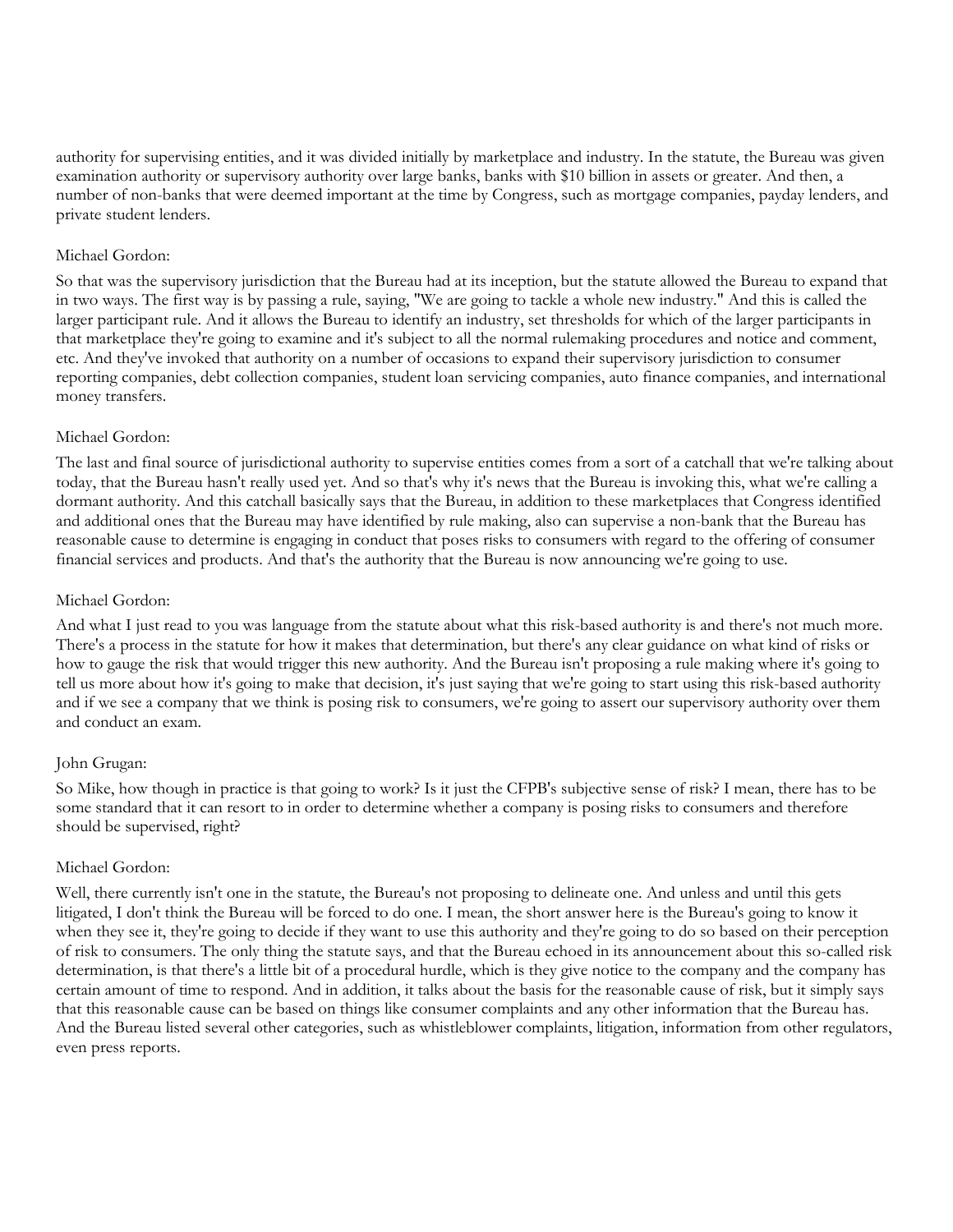authority for supervising entities, and it was divided initially by marketplace and industry. In the statute, the Bureau was given examination authority or supervisory authority over large banks, banks with $10 billion in assets or greater. And then, a number of non-banks that were deemed important at the time by Congress, such as mortgage companies, payday lenders, and private student lenders.

Michael Gordon:

So that was the supervisory jurisdiction that the Bureau had at its inception, but the statute allowed the Bureau to expand that in two ways. The first way is by passing a rule, saying, "We are going to tackle a whole new industry." And this is called the larger participant rule. And it allows the Bureau to identify an industry, set thresholds for which of the larger participants in that marketplace they're going to examine and it's subject to all the normal rulemaking procedures and notice and comment, etc. And they've invoked that authority on a number of occasions to expand their supervisory jurisdiction to consumer reporting companies, debt collection companies, student loan servicing companies, auto finance companies, and international money transfers.

Michael Gordon:

The last and final source of jurisdictional authority to supervise entities comes from a sort of a catchall that we're talking about today, that the Bureau hasn't really used yet. And so that's why it's news that the Bureau is invoking this, what we're calling a dormant authority. And this catchall basically says that the Bureau, in addition to these marketplaces that Congress identified and additional ones that the Bureau may have identified by rule making, also can supervise a non-bank that the Bureau has reasonable cause to determine is engaging in conduct that poses risks to consumers with regard to the offering of consumer financial services and products. And that's the authority that the Bureau is now announcing we're going to use.

Michael Gordon:

And what I just read to you was language from the statute about what this risk-based authority is and there's not much more. There's a process in the statute for how it makes that determination, but there's any clear guidance on what kind of risks or how to gauge the risk that would trigger this new authority. And the Bureau isn't proposing a rule making where it's going to tell us more about how it's going to make that decision, it's just saying that we're going to start using this risk-based authority and if we see a company that we think is posing risk to consumers, we're going to assert our supervisory authority over them and conduct an exam.

John Grugan:

So Mike, how though in practice is that going to work? Is it just the CFPB's subjective sense of risk? I mean, there has to be some standard that it can resort to in order to determine whether a company is posing risks to consumers and therefore should be supervised, right?

Michael Gordon:

Well, there currently isn't one in the statute, the Bureau's not proposing to delineate one. And unless and until this gets litigated, I don't think the Bureau will be forced to do one. I mean, the short answer here is the Bureau's going to know it when they see it, they're going to decide if they want to use this authority and they're going to do so based on their perception of risk to consumers. The only thing the statute says, and that the Bureau echoed in its announcement about this so-called risk determination, is that there's a little bit of a procedural hurdle, which is they give notice to the company and the company has certain amount of time to respond. And in addition, it talks about the basis for the reasonable cause of risk, but it simply says that this reasonable cause can be based on things like consumer complaints and any other information that the Bureau has. And the Bureau listed several other categories, such as whistleblower complaints, litigation, information from other regulators, even press reports.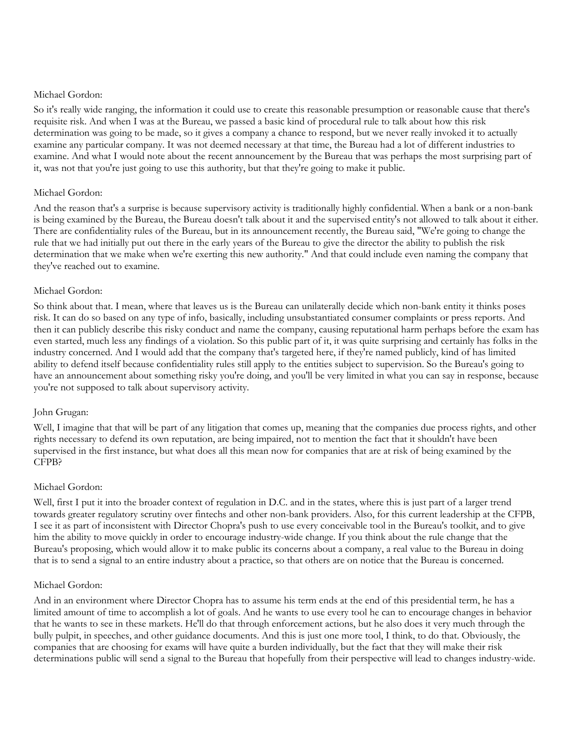Michael Gordon:

So it's really wide ranging, the information it could use to create this reasonable presumption or reasonable cause that there's requisite risk. And when I was at the Bureau, we passed a basic kind of procedural rule to talk about how this risk determination was going to be made, so it gives a company a chance to respond, but we never really invoked it to actually examine any particular company. It was not deemed necessary at that time, the Bureau had a lot of different industries to examine. And what I would note about the recent announcement by the Bureau that was perhaps the most surprising part of it, was not that you're just going to use this authority, but that they're going to make it public.

Michael Gordon:

And the reason that's a surprise is because supervisory activity is traditionally highly confidential. When a bank or a non-bank is being examined by the Bureau, the Bureau doesn't talk about it and the supervised entity's not allowed to talk about it either. There are confidentiality rules of the Bureau, but in its announcement recently, the Bureau said, "We're going to change the rule that we had initially put out there in the early years of the Bureau to give the director the ability to publish the risk determination that we make when we're exerting this new authority." And that could include even naming the company that they've reached out to examine.

Michael Gordon:

So think about that. I mean, where that leaves us is the Bureau can unilaterally decide which non-bank entity it thinks poses risk. It can do so based on any type of info, basically, including unsubstantiated consumer complaints or press reports. And then it can publicly describe this risky conduct and name the company, causing reputational harm perhaps before the exam has even started, much less any findings of a violation. So this public part of it, it was quite surprising and certainly has folks in the industry concerned. And I would add that the company that's targeted here, if they're named publicly, kind of has limited ability to defend itself because confidentiality rules still apply to the entities subject to supervision. So the Bureau's going to have an announcement about something risky you're doing, and you'll be very limited in what you can say in response, because you're not supposed to talk about supervisory activity.

John Grugan:

Well, I imagine that that will be part of any litigation that comes up, meaning that the companies due process rights, and other rights necessary to defend its own reputation, are being impaired, not to mention the fact that it shouldn't have been supervised in the first instance, but what does all this mean now for companies that are at risk of being examined by the CFPB?

Michael Gordon:

Well, first I put it into the broader context of regulation in D.C. and in the states, where this is just part of a larger trend towards greater regulatory scrutiny over fintechs and other non-bank providers. Also, for this current leadership at the CFPB, I see it as part of inconsistent with Director Chopra's push to use every conceivable tool in the Bureau's toolkit, and to give him the ability to move quickly in order to encourage industry-wide change. If you think about the rule change that the Bureau's proposing, which would allow it to make public its concerns about a company, a real value to the Bureau in doing that is to send a signal to an entire industry about a practice, so that others are on notice that the Bureau is concerned.

Michael Gordon:

And in an environment where Director Chopra has to assume his term ends at the end of this presidential term, he has a limited amount of time to accomplish a lot of goals. And he wants to use every tool he can to encourage changes in behavior that he wants to see in these markets. He'll do that through enforcement actions, but he also does it very much through the bully pulpit, in speeches, and other guidance documents. And this is just one more tool, I think, to do that. Obviously, the companies that are choosing for exams will have quite a burden individually, but the fact that they will make their risk determinations public will send a signal to the Bureau that hopefully from their perspective will lead to changes industry-wide.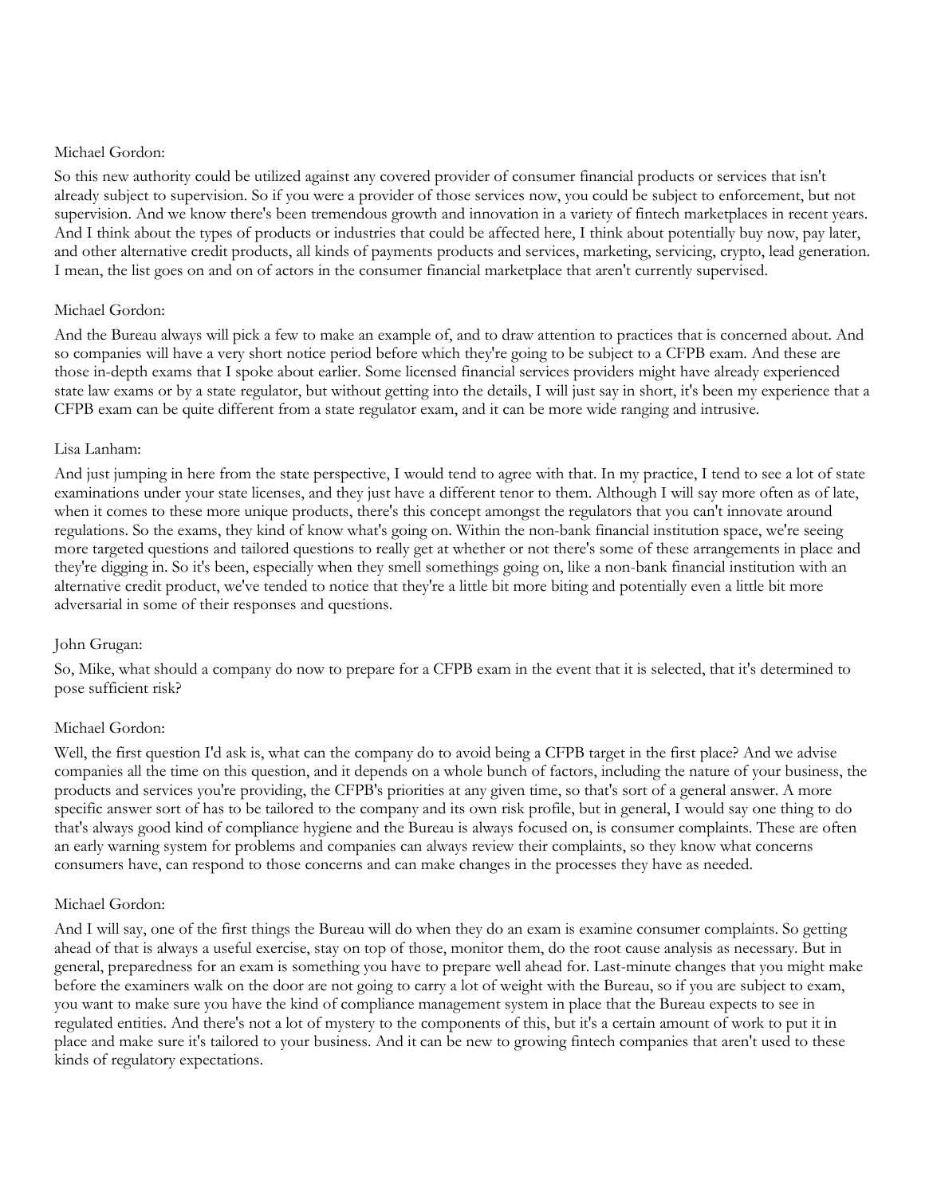Michael Gordon:

So this new authority could be utilized against any covered provider of consumer financial products or services that isn't already subject to supervision. So if you were a provider of those services now, you could be subject to enforcement, but not supervision. And we know there's been tremendous growth and innovation in a variety of fintech marketplaces in recent years. And I think about the types of products or industries that could be affected here, I think about potentially buy now, pay later, and other alternative credit products, all kinds of payments products and services, marketing, servicing, crypto, lead generation. I mean, the list goes on and on of actors in the consumer financial marketplace that aren't currently supervised.

Michael Gordon:

And the Bureau always will pick a few to make an example of, and to draw attention to practices that is concerned about. And so companies will have a very short notice period before which they're going to be subject to a CFPB exam. And these are those in-depth exams that I spoke about earlier. Some licensed financial services providers might have already experienced state law exams or by a state regulator, but without getting into the details, I will just say in short, it's been my experience that a CFPB exam can be quite different from a state regulator exam, and it can be more wide ranging and intrusive.

Lisa Lanham:

And just jumping in here from the state perspective, I would tend to agree with that. In my practice, I tend to see a lot of state examinations under your state licenses, and they just have a different tenor to them. Although I will say more often as of late, when it comes to these more unique products, there's this concept amongst the regulators that you can't innovate around regulations. So the exams, they kind of know what's going on. Within the non-bank financial institution space, we're seeing more targeted questions and tailored questions to really get at whether or not there's some of these arrangements in place and they're digging in. So it's been, especially when they smell somethings going on, like a non-bank financial institution with an alternative credit product, we've tended to notice that they're a little bit more biting and potentially even a little bit more adversarial in some of their responses and questions.

John Grugan:

So, Mike, what should a company do now to prepare for a CFPB exam in the event that it is selected, that it's determined to pose sufficient risk?

Michael Gordon:

Well, the first question I'd ask is, what can the company do to avoid being a CFPB target in the first place? And we advise companies all the time on this question, and it depends on a whole bunch of factors, including the nature of your business, the products and services you're providing, the CFPB's priorities at any given time, so that's sort of a general answer. A more specific answer sort of has to be tailored to the company and its own risk profile, but in general, I would say one thing to do that's always good kind of compliance hygiene and the Bureau is always focused on, is consumer complaints. These are often an early warning system for problems and companies can always review their complaints, so they know what concerns consumers have, can respond to those concerns and can make changes in the processes they have as needed.

Michael Gordon:

And I will say, one of the first things the Bureau will do when they do an exam is examine consumer complaints. So getting ahead of that is always a useful exercise, stay on top of those, monitor them, do the root cause analysis as necessary. But in general, preparedness for an exam is something you have to prepare well ahead for. Last-minute changes that you might make before the examiners walk on the door are not going to carry a lot of weight with the Bureau, so if you are subject to exam, you want to make sure you have the kind of compliance management system in place that the Bureau expects to see in regulated entities. And there's not a lot of mystery to the components of this, but it's a certain amount of work to put it in place and make sure it's tailored to your business. And it can be new to growing fintech companies that aren't used to these kinds of regulatory expectations.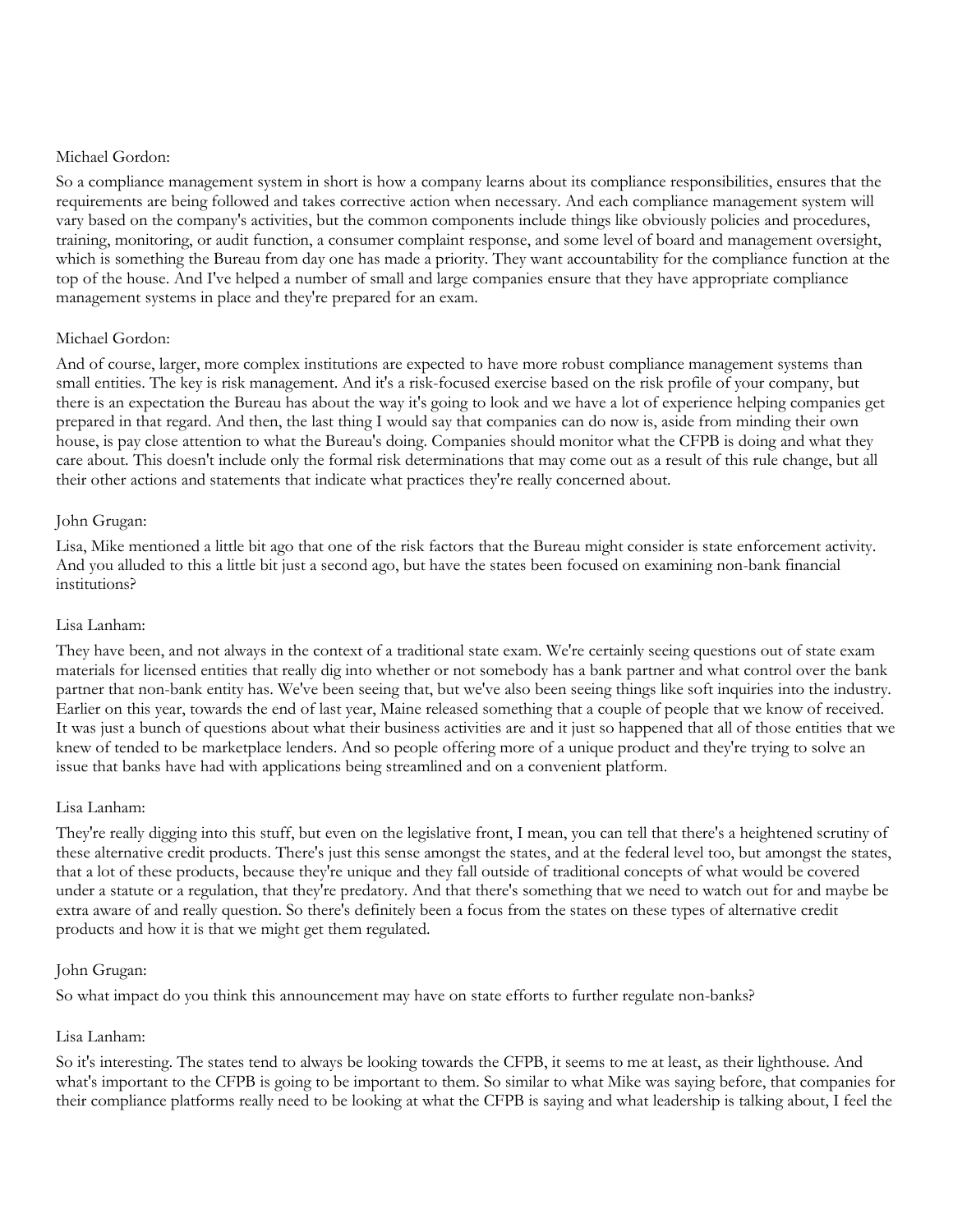Michael Gordon:

So a compliance management system in short is how a company learns about its compliance responsibilities, ensures that the requirements are being followed and takes corrective action when necessary. And each compliance management system will vary based on the company's activities, but the common components include things like obviously policies and procedures, training, monitoring, or audit function, a consumer complaint response, and some level of board and management oversight, which is something the Bureau from day one has made a priority. They want accountability for the compliance function at the top of the house. And I've helped a number of small and large companies ensure that they have appropriate compliance management systems in place and they're prepared for an exam.

Michael Gordon:

And of course, larger, more complex institutions are expected to have more robust compliance management systems than small entities. The key is risk management. And it's a risk-focused exercise based on the risk profile of your company, but there is an expectation the Bureau has about the way it's going to look and we have a lot of experience helping companies get prepared in that regard. And then, the last thing I would say that companies can do now is, aside from minding their own house, is pay close attention to what the Bureau's doing. Companies should monitor what the CFPB is doing and what they care about. This doesn't include only the formal risk determinations that may come out as a result of this rule change, but all their other actions and statements that indicate what practices they're really concerned about.

John Grugan:

Lisa, Mike mentioned a little bit ago that one of the risk factors that the Bureau might consider is state enforcement activity. And you alluded to this a little bit just a second ago, but have the states been focused on examining non-bank financial institutions?

Lisa Lanham:

They have been, and not always in the context of a traditional state exam. We're certainly seeing questions out of state exam materials for licensed entities that really dig into whether or not somebody has a bank partner and what control over the bank partner that non-bank entity has. We've been seeing that, but we've also been seeing things like soft inquiries into the industry. Earlier on this year, towards the end of last year, Maine released something that a couple of people that we know of received. It was just a bunch of questions about what their business activities are and it just so happened that all of those entities that we knew of tended to be marketplace lenders. And so people offering more of a unique product and they're trying to solve an issue that banks have had with applications being streamlined and on a convenient platform.

Lisa Lanham:

They're really digging into this stuff, but even on the legislative front, I mean, you can tell that there's a heightened scrutiny of these alternative credit products. There's just this sense amongst the states, and at the federal level too, but amongst the states, that a lot of these products, because they're unique and they fall outside of traditional concepts of what would be covered under a statute or a regulation, that they're predatory. And that there's something that we need to watch out for and maybe be extra aware of and really question. So there's definitely been a focus from the states on these types of alternative credit products and how it is that we might get them regulated.

John Grugan:

So what impact do you think this announcement may have on state efforts to further regulate non-banks?

Lisa Lanham:

So it's interesting. The states tend to always be looking towards the CFPB, it seems to me at least, as their lighthouse. And what's important to the CFPB is going to be important to them. So similar to what Mike was saying before, that companies for their compliance platforms really need to be looking at what the CFPB is saying and what leadership is talking about, I feel the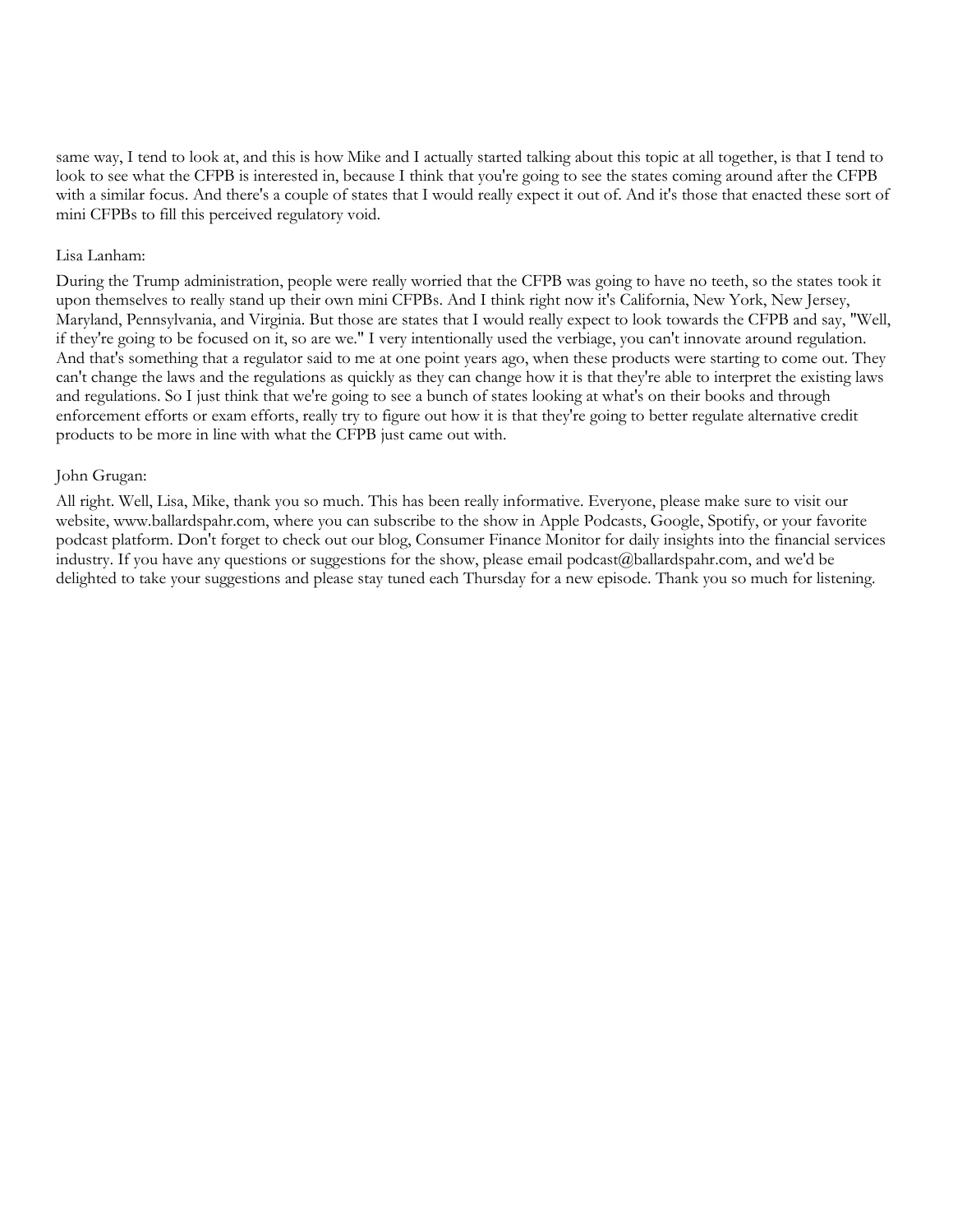same way, I tend to look at, and this is how Mike and I actually started talking about this topic at all together, is that I tend to look to see what the CFPB is interested in, because I think that you're going to see the states coming around after the CFPB with a similar focus. And there's a couple of states that I would really expect it out of. And it's those that enacted these sort of mini CFPBs to fill this perceived regulatory void.

Lisa Lanham:

During the Trump administration, people were really worried that the CFPB was going to have no teeth, so the states took it upon themselves to really stand up their own mini CFPBs. And I think right now it's California, New York, New Jersey, Maryland, Pennsylvania, and Virginia. But those are states that I would really expect to look towards the CFPB and say, "Well, if they're going to be focused on it, so are we." I very intentionally used the verbiage, you can't innovate around regulation. And that's something that a regulator said to me at one point years ago, when these products were starting to come out. They can't change the laws and the regulations as quickly as they can change how it is that they're able to interpret the existing laws and regulations. So I just think that we're going to see a bunch of states looking at what's on their books and through enforcement efforts or exam efforts, really try to figure out how it is that they're going to better regulate alternative credit products to be more in line with what the CFPB just came out with.

John Grugan:

All right. Well, Lisa, Mike, thank you so much. This has been really informative. Everyone, please make sure to visit our website, www.ballardspahr.com, where you can subscribe to the show in Apple Podcasts, Google, Spotify, or your favorite podcast platform. Don't forget to check out our blog, Consumer Finance Monitor for daily insights into the financial services industry. If you have any questions or suggestions for the show, please email podcast@ballardspahr.com, and we'd be delighted to take your suggestions and please stay tuned each Thursday for a new episode. Thank you so much for listening.